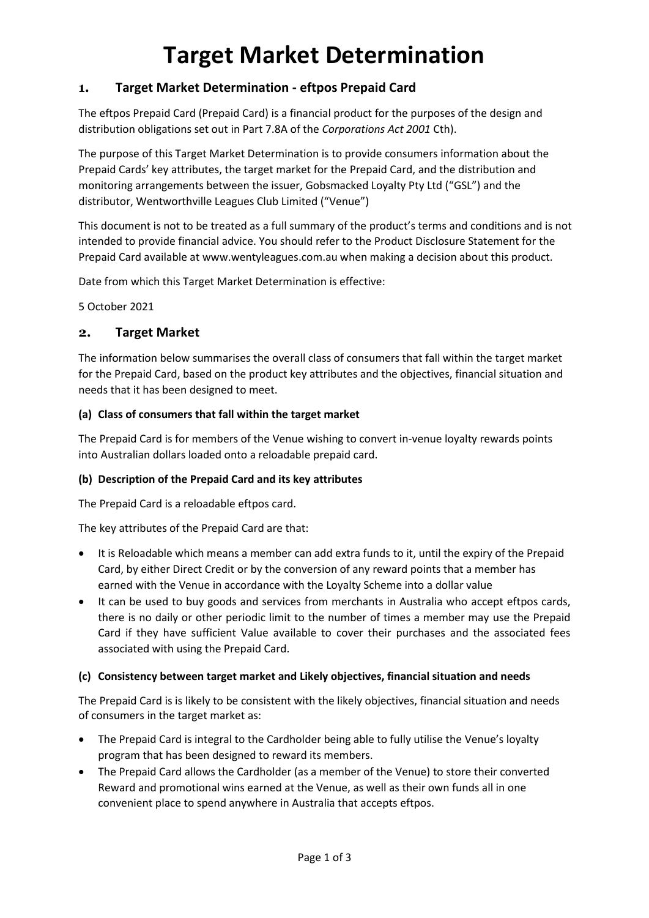# Target Market Determination

## 1. Target Market Determination - eftpos Prepaid Card

The eftpos Prepaid Card (Prepaid Card) is a financial product for the purposes of the design and distribution obligations set out in Part 7.8A of the *Corporations Act 2001* Cth).

The purpose of this Target Market Determination is to provide consumers information about the Prepaid Cards' key attributes, the target market for the Prepaid Card, and the distribution and monitoring arrangements between the issuer, Gobsmacked Loyalty Pty Ltd ("GSL") and the distributor, Wentworthville Leagues Club Limited ("Venue")

This document is not to be treated as a full summary of the product's terms and conditions and is not intended to provide financial advice. You should refer to the Product Disclosure Statement for the Prepaid Card available at www.wentyleagues.com.au when making a decision about this product.

Date from which this Target Market Determination is effective:

5 October 2021

## 2. Target Market

The information below summarises the overall class of consumers that fall within the target market for the Prepaid Card, based on the product key attributes and the objectives, financial situation and needs that it has been designed to meet.

**(a) Class of consumers that fall within the target market**

The Prepaid Card is for members of the Venue wishing to convert in-venue loyalty rewards points into Australian dollars loaded onto a reloadable prepaid card.

**(b) Description of the Prepaid Card and its key attributes**

The Prepaid Card is a reloadable eftpos card.

The key attributes of the Prepaid Card are that:

- It is Reloadable which means a member can add extra funds to it, until the expiry of the Prepaid Card, by either Direct Credit or by the conversion of any reward points that a member has earned with the Venue in accordance with the Loyalty Scheme into a dollar value
- It can be used to buy goods and services from merchants in Australia who accept eftpos cards, there is no daily or other periodic limit to the number of times a member may use the Prepaid Card if they have sufficient Value available to cover their purchases and the associated fees associated with using the Prepaid Card.

**(c) Consistency between target market and Likely objectives, financial situation and needs**

The Prepaid Card is is likely to be consistent with the likely objectives, financial situation and needs of consumers in the target market as:

- The Prepaid Card is integral to the Cardholder being able to fully utilise the Venue's loyalty program that has been designed to reward its members.
- The Prepaid Card allows the Cardholder (as a member of the Venue) to store their converted Reward and promotional wins earned at the Venue, as well as their own funds all in one convenient place to spend anywhere in Australia that accepts eftpos.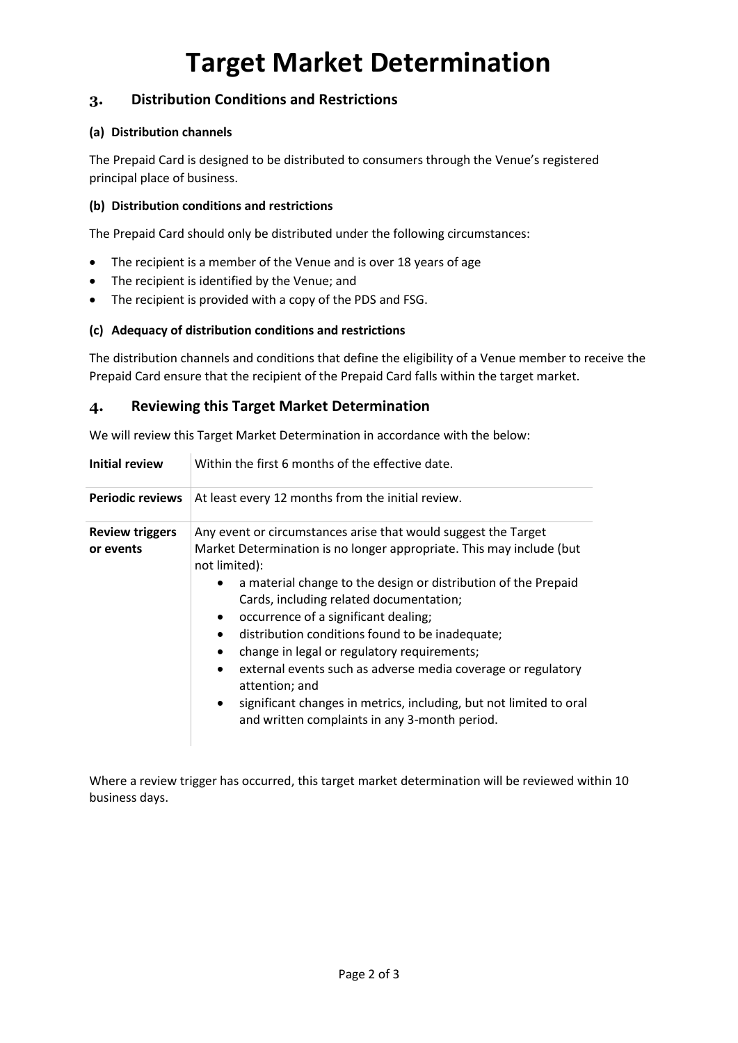# Target Market Determination

## 3. Distribution Conditions and Restrictions

### (a) Distribution channels

The Prepaid Card is designed to be distributed to consumers through the Venue's registered principal place of business.

### (b) Distribution conditions and restrictions

The Prepaid Card should only be distributed under the following circumstances:

- The recipient is a member of the Venue and is over 18 years of age
- The recipient is identified by the Venue; and
- The recipient is provided with a copy of the PDS and FSG.

### (c) Adequacy of distribution conditions and restrictions

The distribution channels and conditions that define the eligibility of a Venue member to receive the Prepaid Card ensure that the recipient of the Prepaid Card falls within the target market.

## 4. Reviewing this Target Market Determination

We will review this Target Market Determination in accordance with the below:

| | |
|---|---|
| **Initial review** | Within the first 6 months of the effective date. |
| **Periodic reviews** | At least every 12 months from the initial review. |
| **Review triggers or events** | Any event or circumstances arise that would suggest the Target Market Determination is no longer appropriate. This may include (but not limited):<br>• a material change to the design or distribution of the Prepaid Cards, including related documentation;<br>• occurrence of a significant dealing;<br>• distribution conditions found to be inadequate;<br>• change in legal or regulatory requirements;<br>• external events such as adverse media coverage or regulatory attention; and<br>• significant changes in metrics, including, but not limited to oral and written complaints in any 3-month period. |

Where a review trigger has occurred, this target market determination will be reviewed within 10 business days.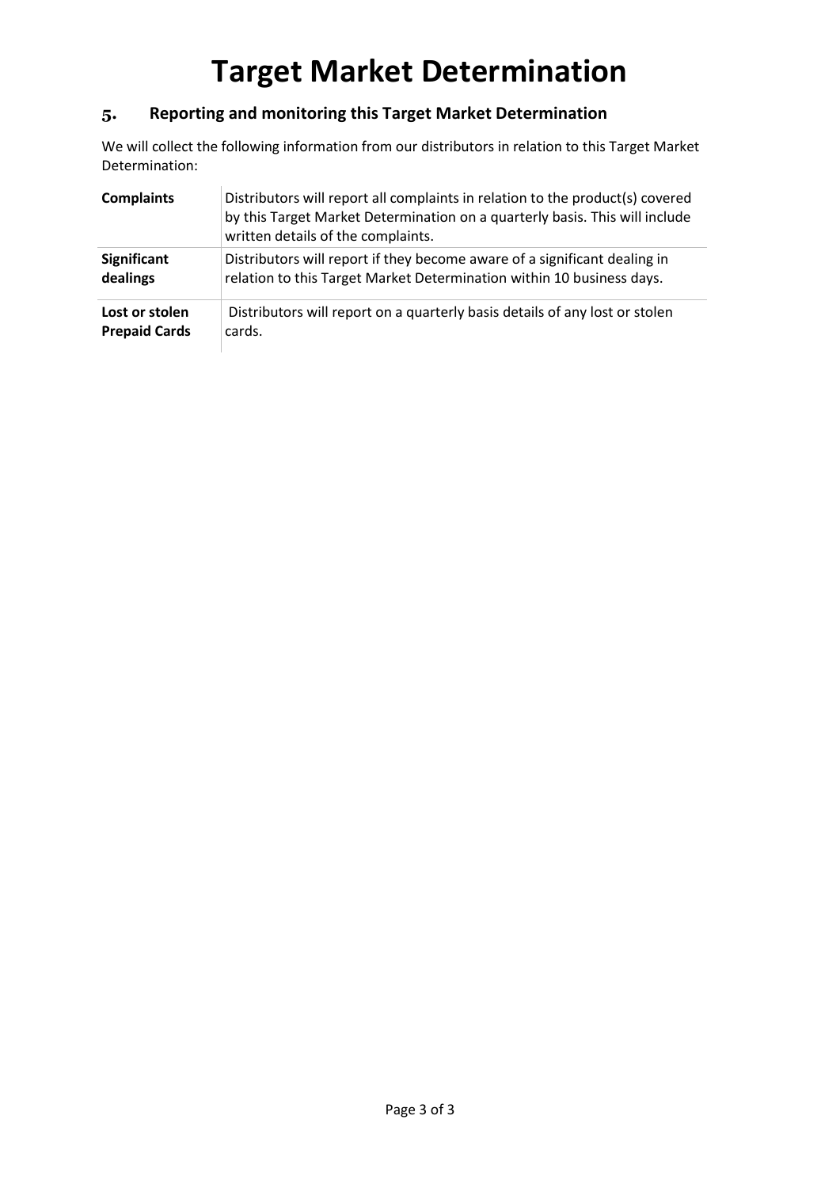# Target Market Determination

## 5. Reporting and monitoring this Target Market Determination

We will collect the following information from our distributors in relation to this Target Market Determination:

| | |
|---|---|
| **Complaints** | Distributors will report all complaints in relation to the product(s) covered by this Target Market Determination on a quarterly basis. This will include written details of the complaints. |
| **Significant dealings** | Distributors will report if they become aware of a significant dealing in relation to this Target Market Determination within 10 business days. |
| **Lost or stolen Prepaid Cards** | Distributors will report on a quarterly basis details of any lost or stolen cards. |